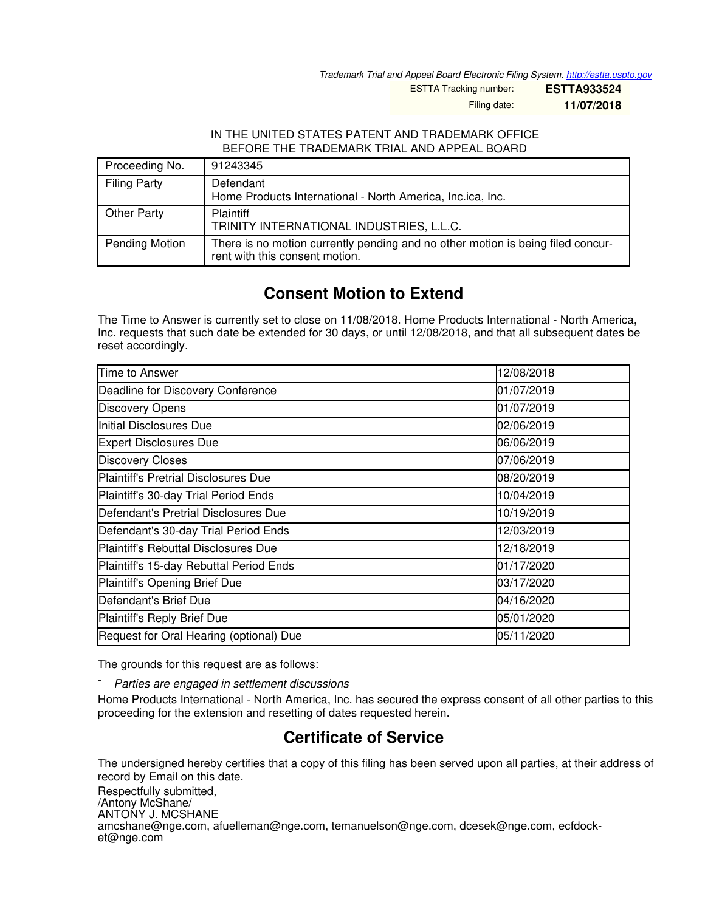Trademark Trial and Appeal Board Electronic Filing System. http://estta.uspto.gov

ESTTA Tracking number: **ESTTA933524**

Filing date: **11/07/2018**

IN THE UNITED STATES PATENT AND TRADEMARK OFFICE
BEFORE THE TRADEMARK TRIAL AND APPEAL BOARD

| Proceeding No. | 91243345 |
|---|---|
| Filing Party | Defendant<br>Home Products International - North America, Inc.ica, Inc. |
| Other Party | Plaintiff<br>TRINITY INTERNATIONAL INDUSTRIES, L.L.C. |
| Pending Motion | There is no motion currently pending and no other motion is being filed concurrent with this consent motion. |

## Consent Motion to Extend

The Time to Answer is currently set to close on 11/08/2018. Home Products International - North America, Inc. requests that such date be extended for 30 days, or until 12/08/2018, and that all subsequent dates be reset accordingly.

| | |
|---|---|
| Time to Answer | 12/08/2018 |
| Deadline for Discovery Conference | 01/07/2019 |
| Discovery Opens | 01/07/2019 |
| Initial Disclosures Due | 02/06/2019 |
| Expert Disclosures Due | 06/06/2019 |
| Discovery Closes | 07/06/2019 |
| Plaintiff's Pretrial Disclosures Due | 08/20/2019 |
| Plaintiff's 30-day Trial Period Ends | 10/04/2019 |
| Defendant's Pretrial Disclosures Due | 10/19/2019 |
| Defendant's 30-day Trial Period Ends | 12/03/2019 |
| Plaintiff's Rebuttal Disclosures Due | 12/18/2019 |
| Plaintiff's 15-day Rebuttal Period Ends | 01/17/2020 |
| Plaintiff's Opening Brief Due | 03/17/2020 |
| Defendant's Brief Due | 04/16/2020 |
| Plaintiff's Reply Brief Due | 05/01/2020 |
| Request for Oral Hearing (optional) Due | 05/11/2020 |

The grounds for this request are as follows:

- *Parties are engaged in settlement discussions*

Home Products International - North America, Inc. has secured the express consent of all other parties to this proceeding for the extension and resetting of dates requested herein.

## Certificate of Service

The undersigned hereby certifies that a copy of this filing has been served upon all parties, at their address of record by Email on this date.

Respectfully submitted,
/Antony McShane/
ANTONY J. MCSHANE
amcshane@nge.com, afuelleman@nge.com, temanuelson@nge.com, dcesek@nge.com, ecfdocket@nge.com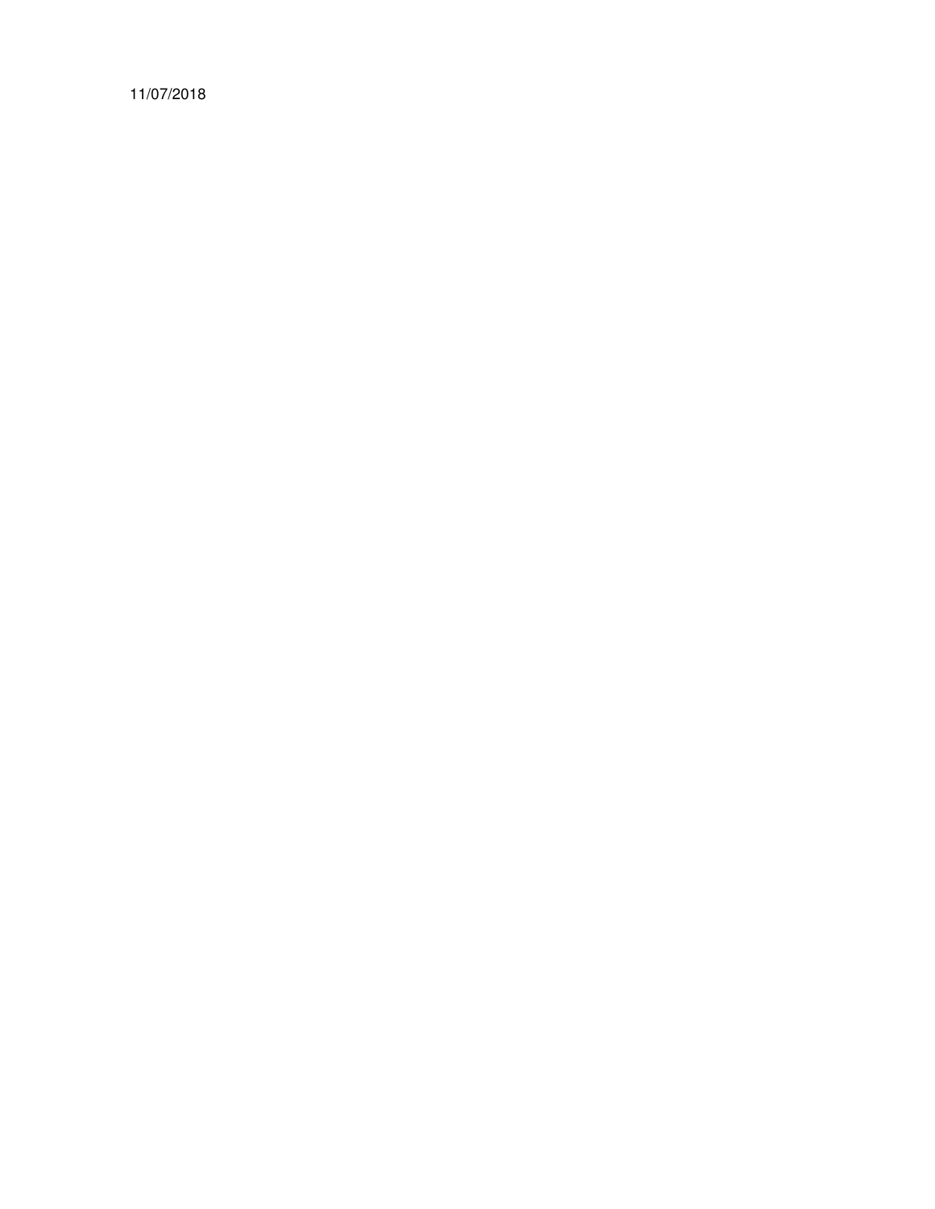11/07/2018